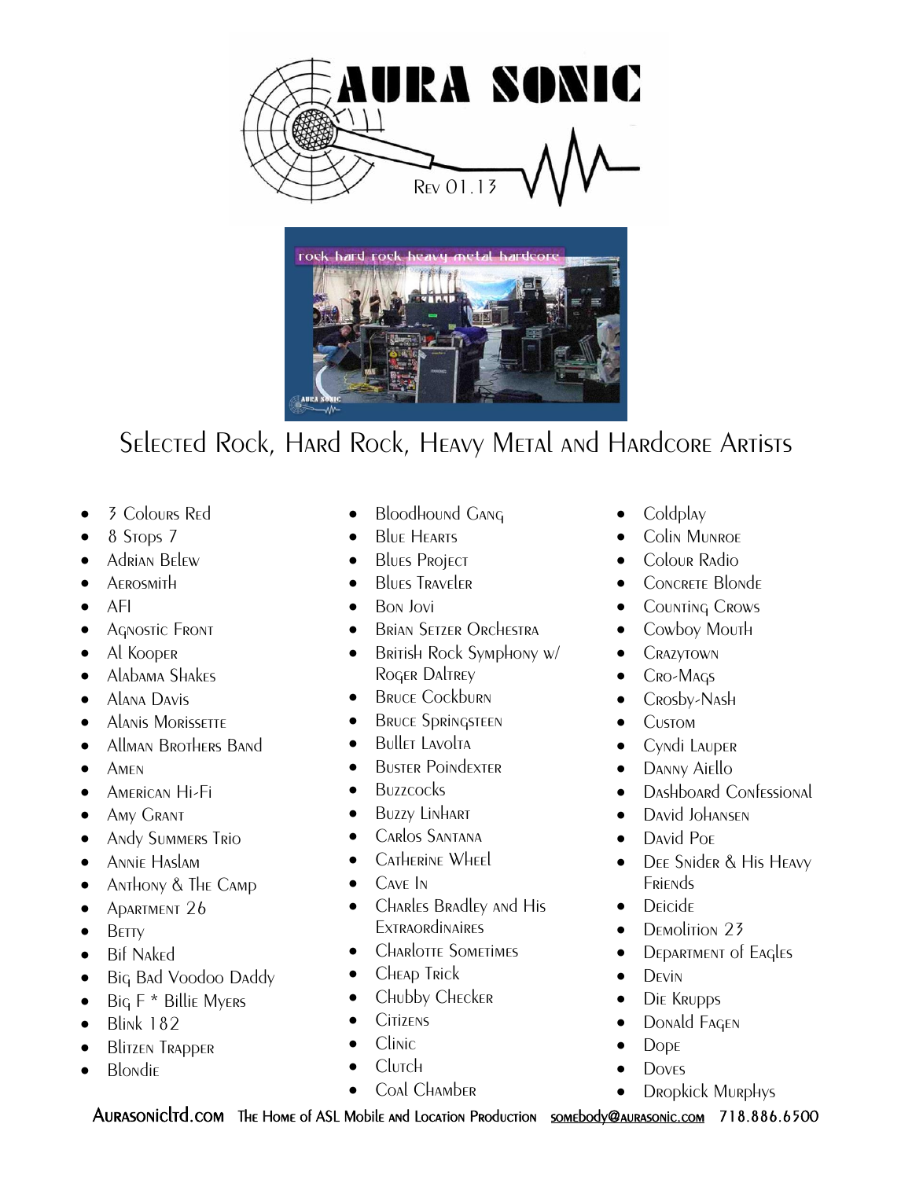# AURA SONIC

Rev 01.13

## Selected Rock, Hard Rock, Heavy Metal and Hardcore Artists

- 3 Colours Red
- 8 Stops 7
- Adrian Belew
- Aerosmith
- AFI
- Agnostic Front
- Al Kooper
- Alabama Shakes
- Alana Davis
- Alanis Morissette
- Allman Brothers Band
- Amen
- American Hi-Fi
- Amy Grant
- Andy Summers Trio
- Annie Haslam
- Anthony & The Camp
- Apartment 26
- Betty
- Bif Naked
- Big Bad Voodoo Daddy
- Big F * Billie Myers
- Blink 182
- Blitzen Trapper
- Blondie
- Bloodhound Gang
- Blue Hearts
- Blues Project
- Blues Traveler
- Bon Jovi
- Brian Setzer Orchestra
- British Rock Symphony w/ Roger Daltrey
- Bruce Cockburn
- Bruce Springsteen
- Bullet Lavolta
- Buster Poindexter
- Buzzcocks
- Buzzy Linhart
- Carlos Santana
- Catherine Wheel
- Cave In
- Charles Bradley and His Extraordinaires
- Charlotte Sometimes
- Cheap Trick
- Chubby Checker
- Citizens
- Clinic
- Clutch
- Coal Chamber
- Coldplay
- Colin Munroe
- Colour Radio
- Concrete Blonde
- Counting Crows
- Cowboy Mouth
- Crazytown
- Cro-Mags
- Crosby-Nash
- Custom
- Cyndi Lauper
- Danny Aiello
- Dashboard Confessional
- David Johansen
- David Poe
- Dee Snider & His Heavy Friends
- Deicide
- Demolition 23
- Department of Eagles
- Devin
- Die Krupps
- Donald Fagen
- Dope
- Doves
- Dropkick Murphys

Aurasonicltd.com The Home of ASL Mobile and Location Production somebody@aurasonic.com 718.886.6500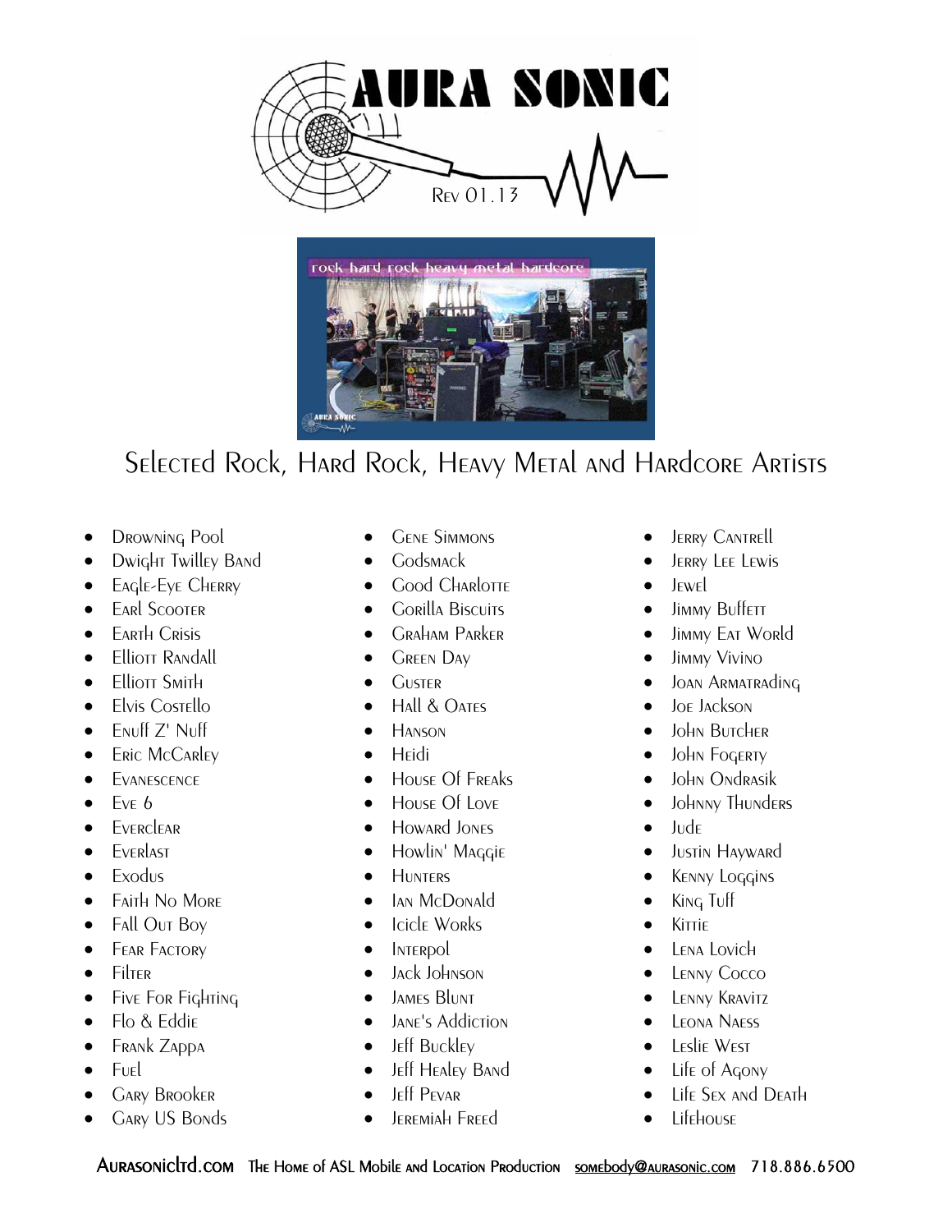# AURA SONIC

Rev 01.13

## Selected Rock, Hard Rock, Heavy Metal and Hardcore Artists

- Drowning Pool
- Dwight Twilley Band
- Eagle-Eye Cherry
- Earl Scooter
- Earth Crisis
- Elliott Randall
- Elliott Smith
- Elvis Costello
- Enuff Z' Nuff
- Eric McCarley
- Evanescence
- Eve 6
- Everclear
- Everlast
- Exodus
- Faith No More
- Fall Out Boy
- Fear Factory
- Filter
- Five For Fighting
- Flo & Eddie
- Frank Zappa
- Fuel
- Gary Brooker
- Gary US Bonds
- Gene Simmons
- Godsmack
- Good Charlotte
- Gorilla Biscuits
- Graham Parker
- Green Day
- Guster
- Hall & Oates
- Hanson
- Heidi
- House Of Freaks
- House Of Love
- Howard Jones
- Howlin' Maggie
- Hunters
- Ian McDonald
- Icicle Works
- Interpol
- Jack Johnson
- James Blunt
- Jane's Addiction
- Jeff Buckley
- Jeff Healey Band
- Jeff Pevar
- Jeremiah Freed
- Jerry Cantrell
- Jerry Lee Lewis
- Jewel
- Jimmy Buffett
- Jimmy Eat World
- Jimmy Vivino
- Joan Armatrading
- Joe Jackson
- John Butcher
- John Fogerty
- John Ondrasik
- Johnny Thunders
- Jude
- Justin Hayward
- Kenny Loggins
- King Tuff
- Kittie
- Lena Lovich
- Lenny Cocco
- Lenny Kravitz
- Leona Naess
- Leslie West
- Life of Agony
- Life Sex and Death
- Lifehouse

Aurasonicltd.com The Home of ASL Mobile and Location Production somebody@aurasonic.com 718.886.6500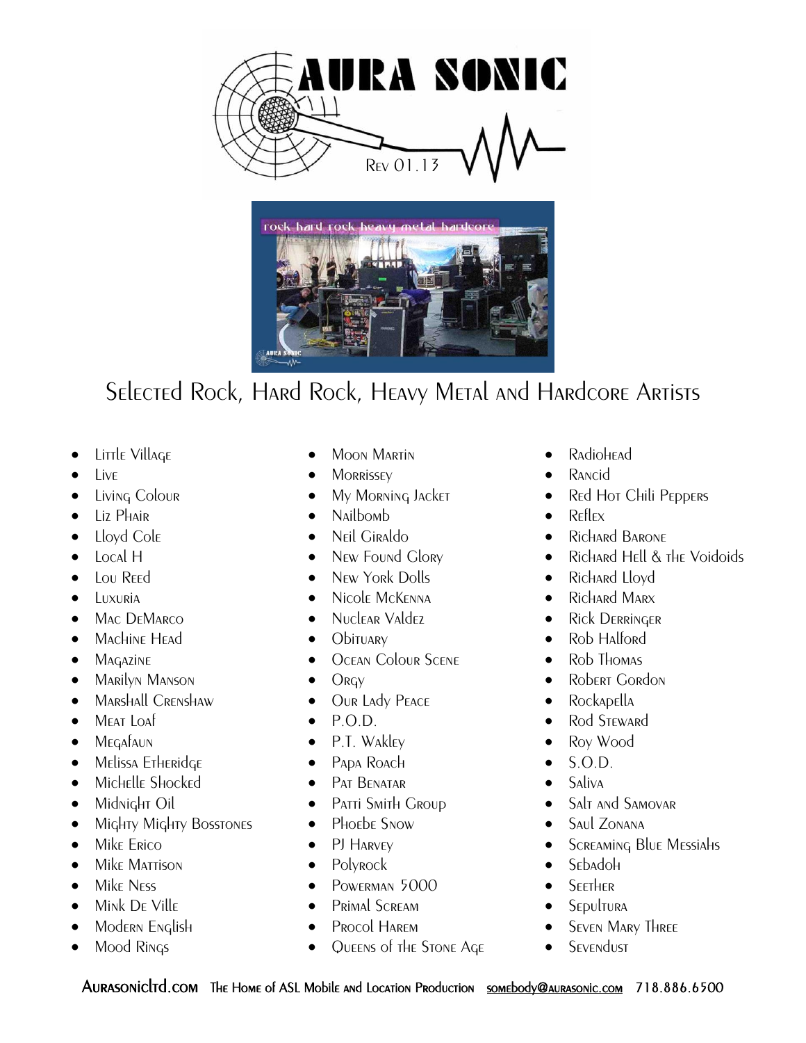# Selected Rock, Hard Rock, Heavy Metal and Hardcore Artists

- Little Village
- Live
- Living Colour
- Liz Phair
- Lloyd Cole
- Local H
- Lou Reed
- Luxuria
- Mac DeMarco
- Machine Head
- Magazine
- Marilyn Manson
- Marshall Crenshaw
- Meat Loaf
- Megafaun
- Melissa Etheridge
- Michelle Shocked
- Midnight Oil
- Mighty Mighty Bosstones
- Mike Erico
- Mike Mattison
- Mike Ness
- Mink De Ville
- Modern English
- Mood Rings
- Moon Martin
- Morrissey
- My Morning Jacket
- Nailbomb
- Neil Giraldo
- New Found Glory
- New York Dolls
- Nicole McKenna
- Nuclear Valdez
- Obituary
- Ocean Colour Scene
- Orgy
- Our Lady Peace
- P.O.D.
- P.T. Wakley
- Papa Roach
- Pat Benatar
- Patti Smith Group
- Phoebe Snow
- PJ Harvey
- Polyrock
- Powerman 5000
- Primal Scream
- Procol Harem
- Queens of the Stone Age
- Radiohead
- Rancid
- Red Hot Chili Peppers
- Reflex
- Richard Barone
- Richard Hell & the Voidoids
- Richard Lloyd
- Richard Marx
- Rick Derringer
- Rob Halford
- Rob Thomas
- Robert Gordon
- Rockapella
- Rod Steward
- Roy Wood
- S.O.D.
- Saliva
- Salt and Samovar
- Saul Zonana
- Screaming Blue Messiahs
- Sebadoh
- Seether
- Sepultura
- Seven Mary Three
- Sevendust

Aurasonicltd.com The Home of ASL Mobile and Location Production somebody@aurasonic.com 718.886.6500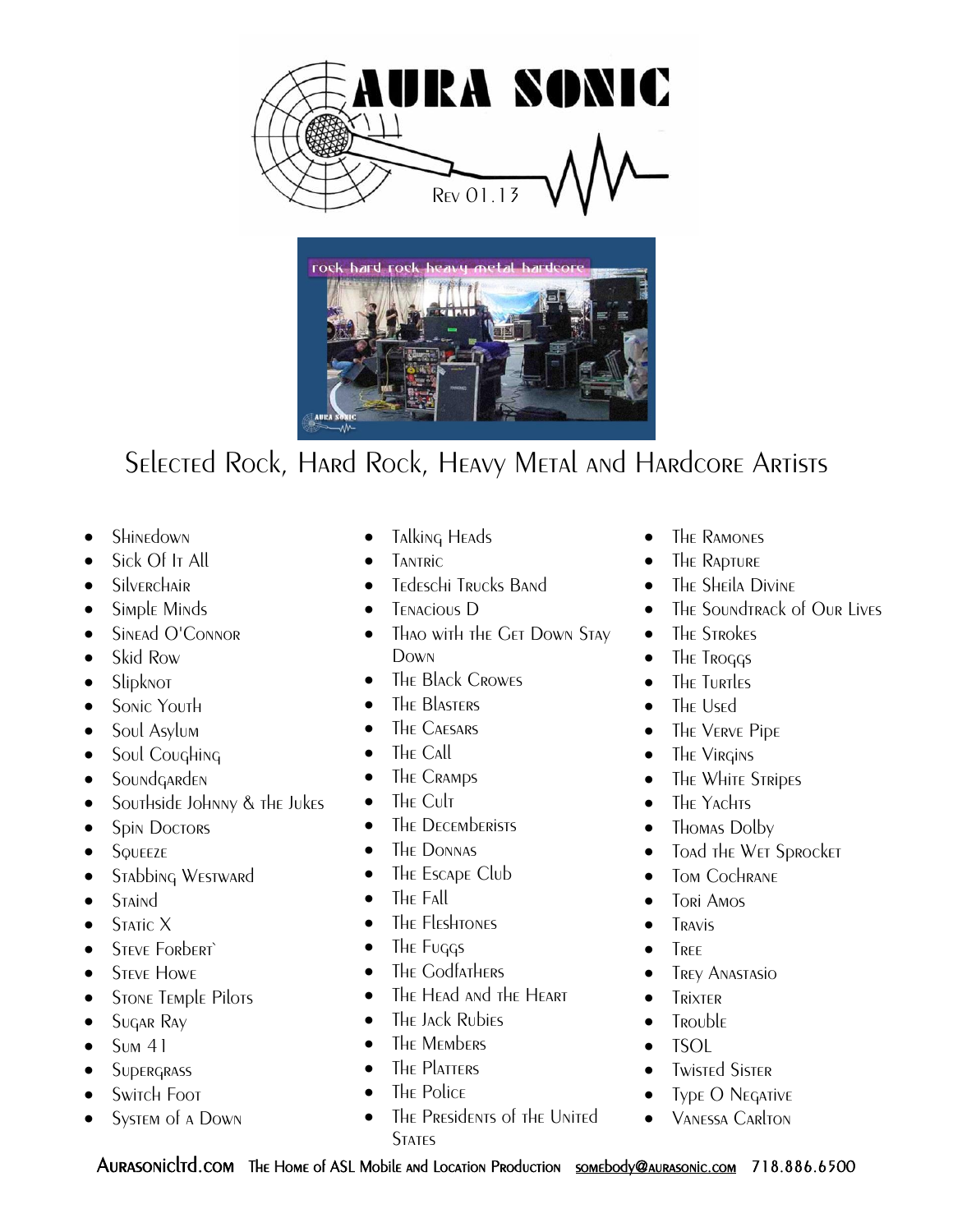# AURA SONIC

Rev 01.13

## Selected Rock, Hard Rock, Heavy Metal and Hardcore Artists

- Shinedown
- Sick Of It All
- Silverchair
- Simple Minds
- Sinead O'Connor
- Skid Row
- Slipknot
- Sonic Youth
- Soul Asylum
- Soul Coughing
- Soundgarden
- Southside Johnny & the Jukes
- Spin Doctors
- Squeeze
- Stabbing Westward
- Staind
- Static X
- Steve Forbert`
- Steve Howe
- Stone Temple Pilots
- Sugar Ray
- Sum 41
- Supergrass
- Switch Foot
- System of a Down
- Talking Heads
- Tantric
- Tedeschi Trucks Band
- Tenacious D
- Thao with the Get Down Stay Down
- The Black Crowes
- The Blasters
- The Caesars
- The Call
- The Cramps
- The Cult
- The Decemberists
- The Donnas
- The Escape Club
- The Fall
- The Fleshtones
- The Fuggs
- The Godfathers
- The Head and the Heart
- The Jack Rubies
- The Members
- The Platters
- The Police
- The Presidents of the United States
- The Ramones
- The Rapture
- The Sheila Divine
- The Soundtrack of Our Lives
- The Strokes
- The Troggs
- The Turtles
- The Used
- The Verve Pipe
- The Virgins
- The White Stripes
- The Yachts
- Thomas Dolby
- Toad the Wet Sprocket
- Tom Cochrane
- Tori Amos
- Travis
- Tree
- Trey Anastasio
- Trixter
- Trouble
- TSOL
- Twisted Sister
- Type O Negative
- Vanessa Carlton

Aurasonicltd.com The Home of ASL Mobile and Location Production somebody@aurasonic.com 718.886.6500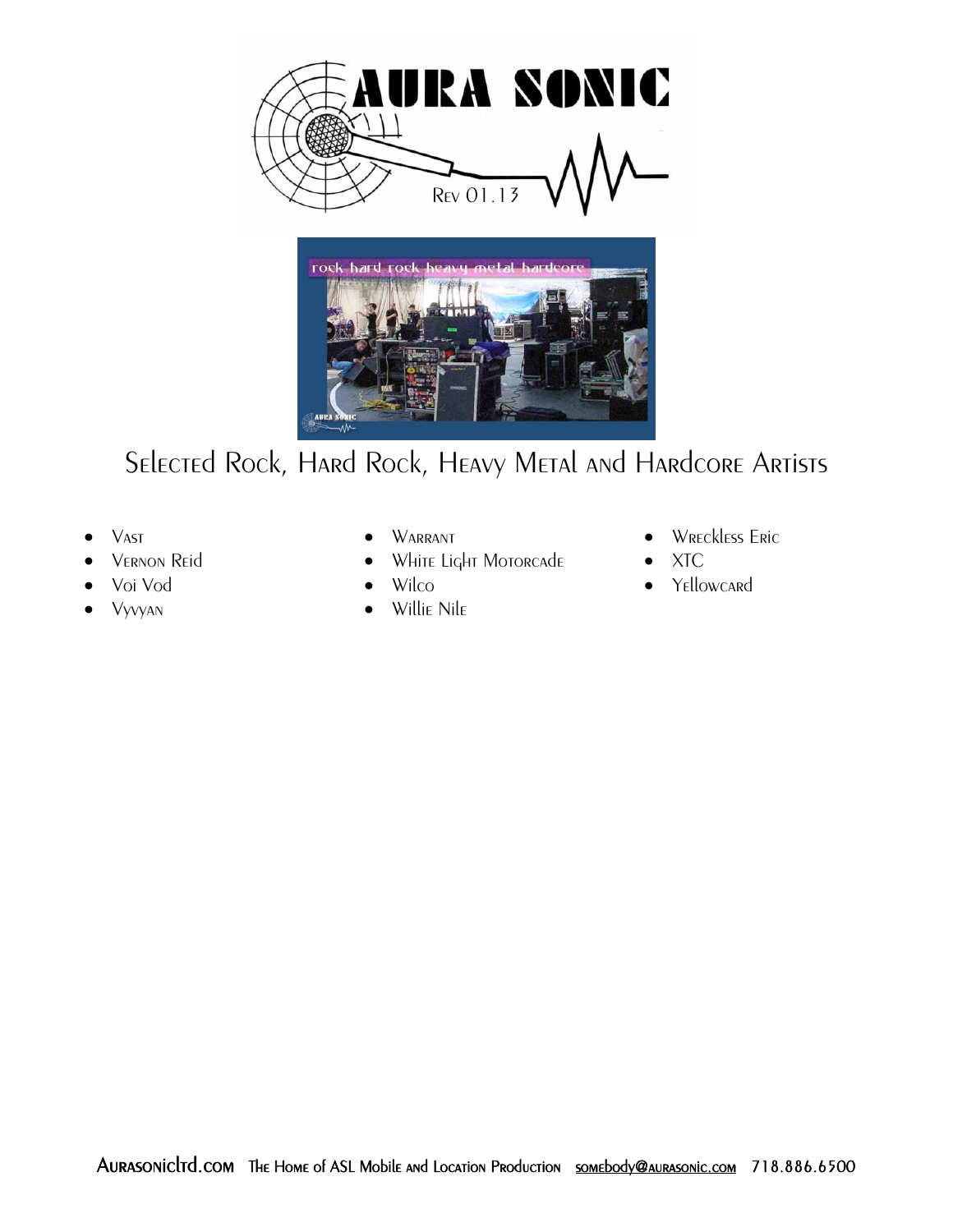# Selected Rock, Hard Rock, Heavy Metal and Hardcore Artists

- Vast
- Vernon Reid
- Voi Vod
- Vyvyan
- Warrant
- White Light Motorcade
- Wilco
- Willie Nile
- Wreckless Eric
- XTC
- Yellowcard

Aurasonicltd.com The Home of ASL Mobile and Location Production somebody@aurasonic.com 718.886.6500